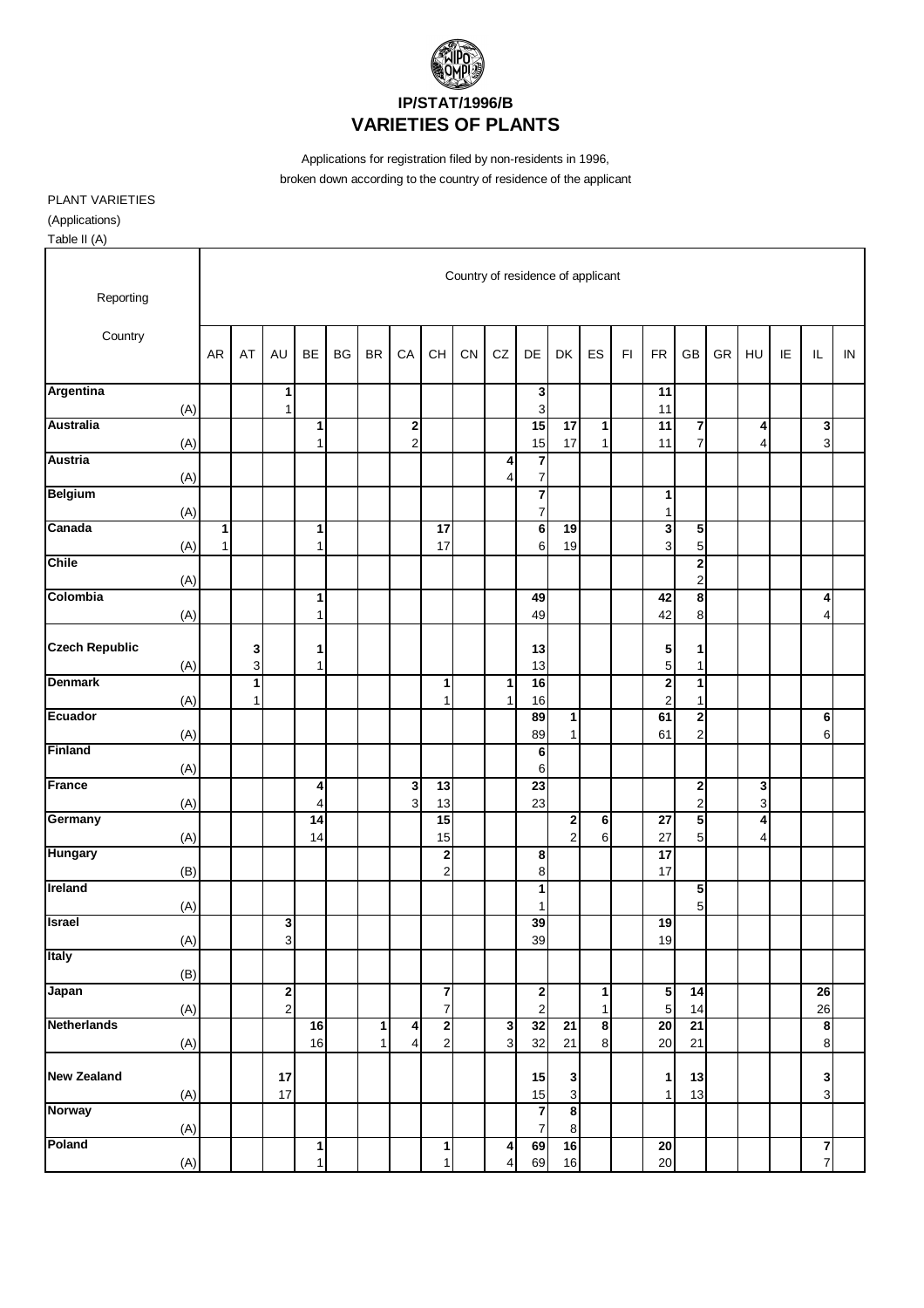**IP/STAT/1996/B**

# VARIETIES OF PLANTS

Applications for registration filed by non-residents in 1996,
broken down according to the country of residence of the applicant

PLANT VARIETIES
(Applications)
Table II (A)

| Reporting Country | AR | AT | AU | BE | BG | BR | CA | CH | CN | CZ | DE | DK | ES | FI | FR | GB | GR | HU | IE | IL | IN |
|---|---|---|---|---|---|---|---|---|---|---|---|---|---|---|---|---|---|---|---|---|---|
| **Argentina** | | | **1** | | | | | | | | **3** | | | | **11** | | | | | | |
| (A) | | | 1 | | | | | | | | 3 | | | | 11 | | | | | | |
| **Australia** | | | | **1** | | | **2** | | | | **15** | **17** | **1** | | **11** | **7** | | **4** | | **3** | |
| (A) | | | | 1 | | | 2 | | | | 15 | 17 | 1 | | 11 | 7 | | 4 | | 3 | |
| **Austria** | | | | | | | | | | **4** | **7** | | | | | | | | | | |
| (A) | | | | | | | | | | 4 | 7 | | | | | | | | | | |
| **Belgium** | | | | | | | | | | | **7** | | | | **1** | | | | | | |
| (A) | | | | | | | | | | | 7 | | | | 1 | | | | | | |
| **Canada** | **1** | | | **1** | | | | **17** | | | **6** | **19** | | | **3** | **5** | | | | | |
| (A) | 1 | | | 1 | | | | 17 | | | 6 | 19 | | | 3 | 5 | | | | | |
| **Chile** | | | | | | | | | | | | | | | | **2** | | | | | |
| (A) | | | | | | | | | | | | | | | | 2 | | | | | |
| **Colombia** | | | | **1** | | | | | | | **49** | | | | **42** | **8** | | | | **4** | |
| (A) | | | | 1 | | | | | | | 49 | | | | 42 | 8 | | | | 4 | |
| **Czech Republic** | | **3** | | **1** | | | | | | | **13** | | | | **5** | **1** | | | | | |
| (A) | | 3 | | 1 | | | | | | | 13 | | | | 5 | 1 | | | | | |
| **Denmark** | | **1** | | | | | | **1** | | **1** | **16** | | | | **2** | **1** | | | | | |
| (A) | | 1 | | | | | | 1 | | 1 | 16 | | | | 2 | 1 | | | | | |
| **Ecuador** | | | | | | | | | | | **89** | **1** | | | **61** | **2** | | | | **6** | |
| (A) | | | | | | | | | | | 89 | 1 | | | 61 | 2 | | | | 6 | |
| **Finland** | | | | | | | | | | | **6** | | | | | | | | | | |
| (A) | | | | | | | | | | | 6 | | | | | | | | | | |
| **France** | | | | **4** | | | **3** | **13** | | | **23** | | | | | **2** | | **3** | | | |
| (A) | | | | 4 | | | 3 | 13 | | | 23 | | | | | 2 | | 3 | | | |
| **Germany** | | | | **14** | | | | **15** | | | | **2** | **6** | | **27** | **5** | | **4** | | | |
| (A) | | | | 14 | | | | 15 | | | | 2 | 6 | | 27 | 5 | | 4 | | | |
| **Hungary** | | | | | | | | **2** | | | **8** | | | | **17** | | | | | | |
| (B) | | | | | | | | 2 | | | 8 | | | | 17 | | | | | | |
| **Ireland** | | | | | | | | | | | **1** | | | | | **5** | | | | | |
| (A) | | | | | | | | | | | 1 | | | | | 5 | | | | | |
| **Israel** | | | **3** | | | | | | | | **39** | | | | **19** | | | | | | |
| (A) | | | 3 | | | | | | | | 39 | | | | 19 | | | | | | |
| **Italy** | | | | | | | | | | | | | | | | | | | | | |
| (B) | | | | | | | | | | | | | | | | | | | | | |
| **Japan** | | | **2** | | | | | **7** | | | **2** | | **1** | | **5** | **14** | | | | **26** | |
| (A) | | | 2 | | | | | 7 | | | 2 | | 1 | | 5 | 14 | | | | 26 | |
| **Netherlands** | | | | **16** | | **1** | **4** | **2** | | **3** | **32** | **21** | **8** | | **20** | **21** | | | | **8** | |
| (A) | | | | 16 | | 1 | 4 | 2 | | 3 | 32 | 21 | 8 | | 20 | 21 | | | | 8 | |
| **New Zealand** | | | **17** | | | | | | | | **15** | **3** | | | **1** | **13** | | | | **3** | |
| (A) | | | 17 | | | | | | | | 15 | 3 | | | 1 | 13 | | | | 3 | |
| **Norway** | | | | | | | | | | | **7** | **8** | | | | | | | | | |
| (A) | | | | | | | | | | | 7 | 8 | | | | | | | | | |
| **Poland** | | | | **1** | | | | **1** | | **4** | **69** | **16** | | | **20** | | | | | **7** | |
| (A) | | | | 1 | | | | 1 | | 4 | 69 | 16 | | | 20 | | | | | 7 | |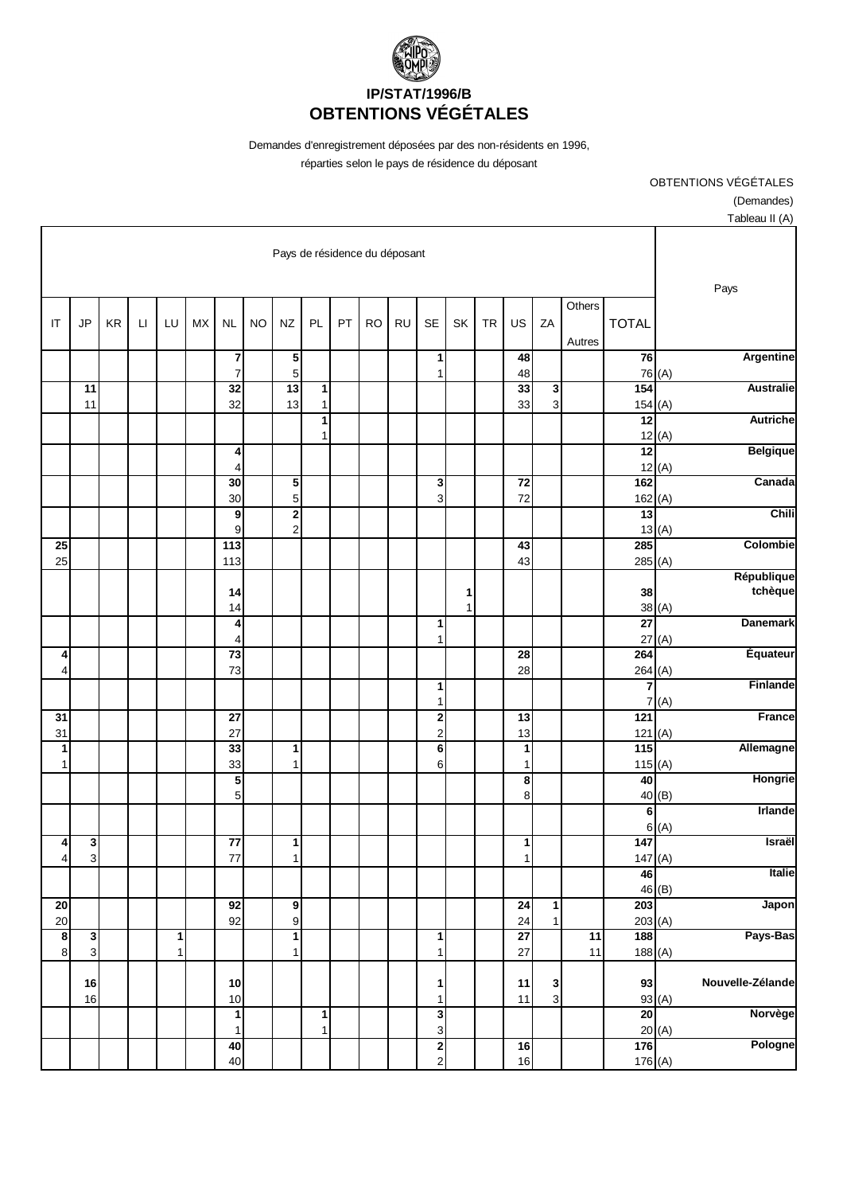# IP/STAT/1996/B
# OBTENTIONS VÉGÉTALES

Demandes d'enregistrement déposées par des non-résidents en 1996, réparties selon le pays de résidence du déposant

OBTENTIONS VÉGÉTALES
(Demandes)
Tableau II (A)

| Pays de résidence du déposant | | | | | | | | | | | | | | | | | | | | | Pays |
|---|---|---|---|---|---|---|---|---|---|---|---|---|---|---|---|---|---|---|---|---|---|
| IT | JP | KR | LI | LU | MX | NL | NO | NZ | PL | PT | RO | RU | SE | SK | TR | US | ZA | Others Autres | TOTAL | | |
| | | | | | | **7** | | **5** | | | | | **1** | | | **48** | | | **76** | | **Argentine** |
| | | | | | | 7 | | 5 | | | | | 1 | | | 48 | | | 76 | (A) | |
| | **11** | | | | | **32** | | **13** | **1** | | | | | | | **33** | **3** | | **154** | | **Australie** |
| | 11 | | | | | 32 | | 13 | 1 | | | | | | | 33 | 3 | | 154 | (A) | |
| | | | | | | | | | **1** | | | | | | | | | | **12** | | **Autriche** |
| | | | | | | | | | 1 | | | | | | | | | | 12 | (A) | |
| | | | | | | **4** | | | | | | | | | | | | | **12** | | **Belgique** |
| | | | | | | 4 | | | | | | | | | | | | | 12 | (A) | |
| | | | | | | **30** | | **5** | | | | | **3** | | | **72** | | | **162** | | **Canada** |
| | | | | | | 30 | | 5 | | | | | 3 | | | 72 | | | 162 | (A) | |
| | | | | | | **9** | | **2** | | | | | | | | | | | **13** | | **Chili** |
| | | | | | | 9 | | 2 | | | | | | | | | | | 13 | (A) | |
| **25** | | | | | | **113** | | | | | | | | | | **43** | | | **285** | | **Colombie** |
| 25 | | | | | | 113 | | | | | | | | | | 43 | | | 285 | (A) | |
| | | | | | | **14** | | | | | | | | **1** | | | | | **38** | | **République tchèque** |
| | | | | | | 14 | | | | | | | | 1 | | | | | 38 | (A) | |
| | | | | | | **4** | | | | | | | **1** | | | | | | **27** | | **Danemark** |
| | | | | | | 4 | | | | | | | 1 | | | | | | 27 | (A) | |
| **4** | | | | | | **73** | | | | | | | | | | **28** | | | **264** | | **Équateur** |
| 4 | | | | | | 73 | | | | | | | | | | 28 | | | 264 | (A) | |
| | | | | | | | | | | | | | **1** | | | | | | **7** | | **Finlande** |
| | | | | | | | | | | | | | 1 | | | | | | 7 | (A) | |
| **31** | | | | | | **27** | | | | | | | **2** | | | **13** | | | **121** | | **France** |
| 31 | | | | | | 27 | | | | | | | 2 | | | 13 | | | 121 | (A) | |
| **1** | | | | | | **33** | | **1** | | | | | **6** | | | **1** | | | **115** | | **Allemagne** |
| 1 | | | | | | 33 | | 1 | | | | | 6 | | | 1 | | | 115 | (A) | |
| | | | | | | **5** | | | | | | | | | | **8** | | | **40** | | **Hongrie** |
| | | | | | | 5 | | | | | | | | | | 8 | | | 40 | (B) | |
| | | | | | | | | | | | | | | | | | | | **6** | | **Irlande** |
| | | | | | | | | | | | | | | | | | | | 6 | (A) | |
| **4** | **3** | | | | | **77** | | **1** | | | | | | | | **1** | | | **147** | | **Israël** |
| 4 | 3 | | | | | 77 | | 1 | | | | | | | | 1 | | | 147 | (A) | |
| | | | | | | | | | | | | | | | | | | | **46** | | **Italie** |
| | | | | | | | | | | | | | | | | | | | 46 | (B) | |
| **20** | | | | | | **92** | | **9** | | | | | | | | **24** | **1** | | **203** | | **Japon** |
| 20 | | | | | | 92 | | 9 | | | | | | | | 24 | 1 | | 203 | (A) | |
| **8** | **3** | | | **1** | | | | **1** | | | | | **1** | | | **27** | | **11** | **188** | | **Pays-Bas** |
| 8 | 3 | | | 1 | | | | 1 | | | | | 1 | | | 27 | | 11 | 188 | (A) | |
| | **16** | | | | | **10** | | | | | | | **1** | | | **11** | **3** | | **93** | | **Nouvelle-Zélande** |
| | 16 | | | | | 10 | | | | | | | 1 | | | 11 | 3 | | 93 | (A) | |
| | | | | | | **1** | | | **1** | | | | **3** | | | | | | **20** | | **Norvège** |
| | | | | | | 1 | | | 1 | | | | 3 | | | | | | 20 | (A) | |
| | | | | | | **40** | | | | | | | **2** | | | **16** | | | **176** | | **Pologne** |
| | | | | | | 40 | | | | | | | 2 | | | 16 | | | 176 | (A) | |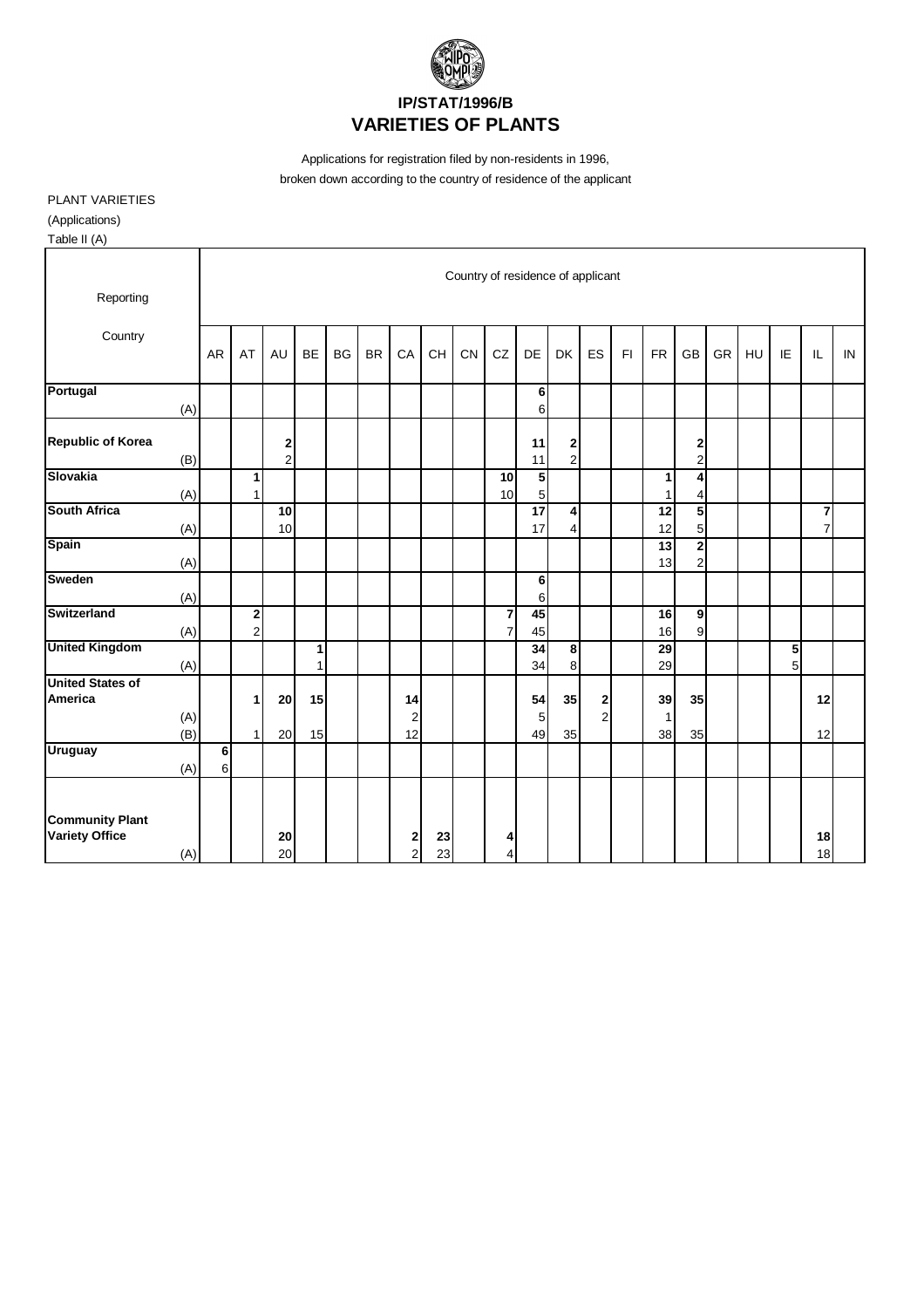# IP/STAT/1996/B
# VARIETIES OF PLANTS

Applications for registration filed by non-residents in 1996, broken down according to the country of residence of the applicant

PLANT VARIETIES

(Applications)

Table II (A)

| Reporting Country | | Country of residence of applicant | | | | | | | | | | | | | | | | | | | | |
|---|---|---|---|---|---|---|---|---|---|---|---|---|---|---|---|---|---|---|---|---|---|---|
| | | AR | AT | AU | BE | BG | BR | CA | CH | CN | CZ | DE | DK | ES | FI | FR | GB | GR | HU | IE | IL | IN |
| **Portugal** | | | | | | | | | | | | **6** | | | | | | | | | | |
| | (A) | | | | | | | | | | | 6 | | | | | | | | | | |
| **Republic of Korea** | | | | **2** | | | | | | | | **11** | **2** | | | | **2** | | | | | |
| | (B) | | | 2 | | | | | | | | 11 | 2 | | | | 2 | | | | | |
| **Slovakia** | | | **1** | | | | | | | | **10** | **5** | | | | **1** | **4** | | | | | |
| | (A) | | 1 | | | | | | | | 10 | 5 | | | | 1 | 4 | | | | | |
| **South Africa** | | | | **10** | | | | | | | | **17** | **4** | | | **12** | **5** | | | | **7** | |
| | (A) | | | 10 | | | | | | | | 17 | 4 | | | 12 | 5 | | | | 7 | |
| **Spain** | | | | | | | | | | | | | | | | **13** | **2** | | | | | |
| | (A) | | | | | | | | | | | | | | | 13 | 2 | | | | | |
| **Sweden** | | | | | | | | | | | | **6** | | | | | | | | | | |
| | (A) | | | | | | | | | | | 6 | | | | | | | | | | |
| **Switzerland** | | | **2** | | | | | | | | **7** | **45** | | | | **16** | **9** | | | | | |
| | (A) | | 2 | | | | | | | | 7 | 45 | | | | 16 | 9 | | | | | |
| **United Kingdom** | | | | | **1** | | | | | | | **34** | **8** | | | **29** | | | | **5** | | |
| | (A) | | | | 1 | | | | | | | 34 | 8 | | | 29 | | | | 5 | | |
| **United States of America** | | | **1** | **20** | **15** | | | **14** | | | | **54** | **35** | **2** | | **39** | **35** | | | | **12** | |
| | (A) | | | | | | | 2 | | | | 5 | | 2 | | 1 | | | | | | |
| | (B) | | 1 | 20 | 15 | | | 12 | | | | 49 | 35 | | | 38 | 35 | | | | 12 | |
| **Uruguay** | | **6** | | | | | | | | | | | | | | | | | | | | |
| | (A) | 6 | | | | | | | | | | | | | | | | | | | | |
| **Community Plant Variety Office** | | | | **20** | | | | **2** | **23** | | **4** | | | | | | | | | | **18** | |
| | (A) | | | 20 | | | | 2 | 23 | | 4 | | | | | | | | | | 18 | |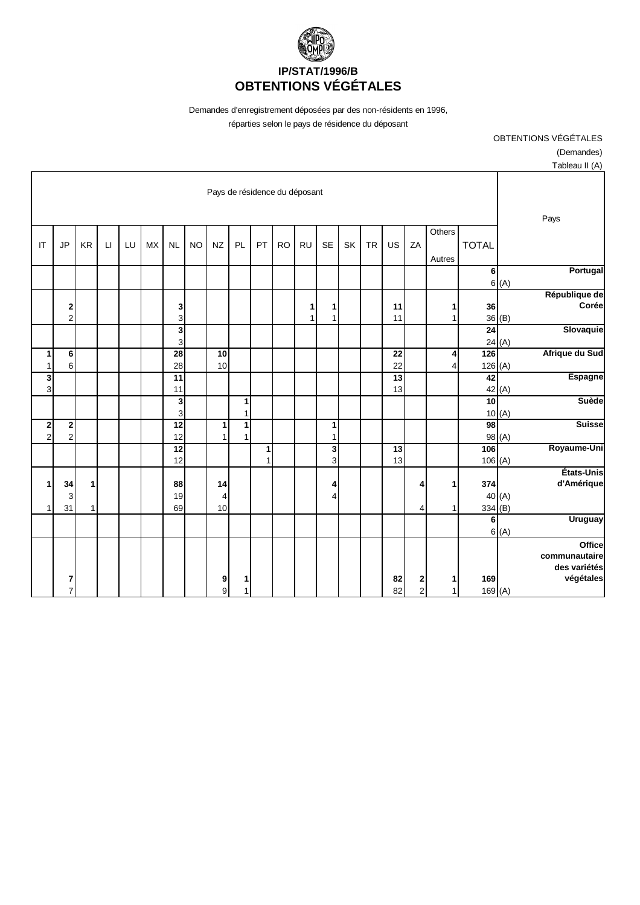**IP/STAT/1996/B**
**OBTENTIONS VÉGÉTALES**

Demandes d'enregistrement déposées par des non-résidents en 1996,
réparties selon le pays de résidence du déposant

OBTENTIONS VÉGÉTALES
(Demandes)
Tableau II (A)

| Pays de résidence du déposant | | | | | | | | | | | | | | | | | | | | | Pays |
|---|---|---|---|---|---|---|---|---|---|---|---|---|---|---|---|---|---|---|---|---|---|
| IT | JP | KR | LI | LU | MX | NL | NO | NZ | PL | PT | RO | RU | SE | SK | TR | US | ZA | Others Autres | TOTAL | | |
| | | | | | | | | | | | | | | | | | | | **6** | | **Portugal** |
| | | | | | | | | | | | | | | | | | | | 6 | (A) | |
| | **2** | | | | | **3** | | | | | | **1** | **1** | | | **11** | | **1** | **36** | | **République de Corée** |
| | 2 | | | | | 3 | | | | | | 1 | 1 | | | 11 | | 1 | 36 | (B) | |
| | | | | | | **3** | | | | | | | | | | | | | **24** | | **Slovaquie** |
| | | | | | | 3 | | | | | | | | | | | | | 24 | (A) | |
| **1** | **6** | | | | | **28** | | **10** | | | | | | | | **22** | | **4** | **126** | | **Afrique du Sud** |
| 1 | 6 | | | | | 28 | | 10 | | | | | | | | 22 | | 4 | 126 | (A) | |
| **3** | | | | | | **11** | | | | | | | | | | **13** | | | **42** | | **Espagne** |
| 3 | | | | | | 11 | | | | | | | | | | 13 | | | 42 | (A) | |
| | | | | | | **3** | | | **1** | | | | | | | | | | **10** | | **Suède** |
| | | | | | | 3 | | | 1 | | | | | | | | | | 10 | (A) | |
| **2** | **2** | | | | | **12** | | **1** | **1** | | | | **1** | | | | | | **98** | | **Suisse** |
| 2 | 2 | | | | | 12 | | 1 | 1 | | | | 1 | | | | | | 98 | (A) | |
| | | | | | | **12** | | | | **1** | | | **3** | | | **13** | | | **106** | | **Royaume-Uni** |
| | | | | | | 12 | | | | 1 | | | 3 | | | 13 | | | 106 | (A) | |
| **1** | **34** | **1** | | | | **88** | | **14** | | | | | **4** | | | | **4** | **1** | **374** | | **États-Unis d'Amérique** |
| | 3 | | | | | 19 | | 4 | | | | | 4 | | | | | | 40 | (A) | |
| 1 | 31 | 1 | | | | 69 | | 10 | | | | | | | | | 4 | 1 | 334 | (B) | |
| | | | | | | | | | | | | | | | | | | | **6** | | **Uruguay** |
| | | | | | | | | | | | | | | | | | | | 6 | (A) | |
| | **7** | | | | | | | **9** | **1** | | | | | | | **82** | **2** | **1** | **169** | | **Office communautaire des variétés végétales** |
| | 7 | | | | | | | 9 | 1 | | | | | | | 82 | 2 | 1 | 169 | (A) | |